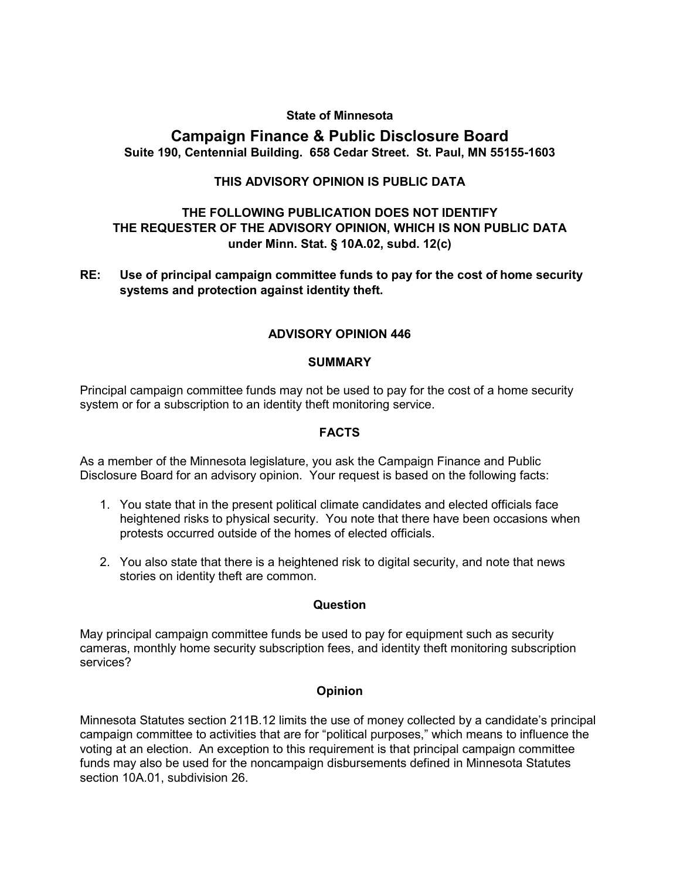**State of Minnesota**

# Campaign Finance & Public Disclosure Board

**Suite 190, Centennial Building. 658 Cedar Street. St. Paul, MN 55155-1603**

**THIS ADVISORY OPINION IS PUBLIC DATA**

**THE FOLLOWING PUBLICATION DOES NOT IDENTIFY THE REQUESTER OF THE ADVISORY OPINION, WHICH IS NON PUBLIC DATA under Minn. Stat. § 10A.02, subd. 12(c)**

**RE: Use of principal campaign committee funds to pay for the cost of home security systems and protection against identity theft.**

## ADVISORY OPINION 446

### SUMMARY

Principal campaign committee funds may not be used to pay for the cost of a home security system or for a subscription to an identity theft monitoring service.

### FACTS

As a member of the Minnesota legislature, you ask the Campaign Finance and Public Disclosure Board for an advisory opinion. Your request is based on the following facts:

1. You state that in the present political climate candidates and elected officials face heightened risks to physical security. You note that there have been occasions when protests occurred outside of the homes of elected officials.
2. You also state that there is a heightened risk to digital security, and note that news stories on identity theft are common.

### Question

May principal campaign committee funds be used to pay for equipment such as security cameras, monthly home security subscription fees, and identity theft monitoring subscription services?

### Opinion

Minnesota Statutes section 211B.12 limits the use of money collected by a candidate's principal campaign committee to activities that are for "political purposes," which means to influence the voting at an election. An exception to this requirement is that principal campaign committee funds may also be used for the noncampaign disbursements defined in Minnesota Statutes section 10A.01, subdivision 26.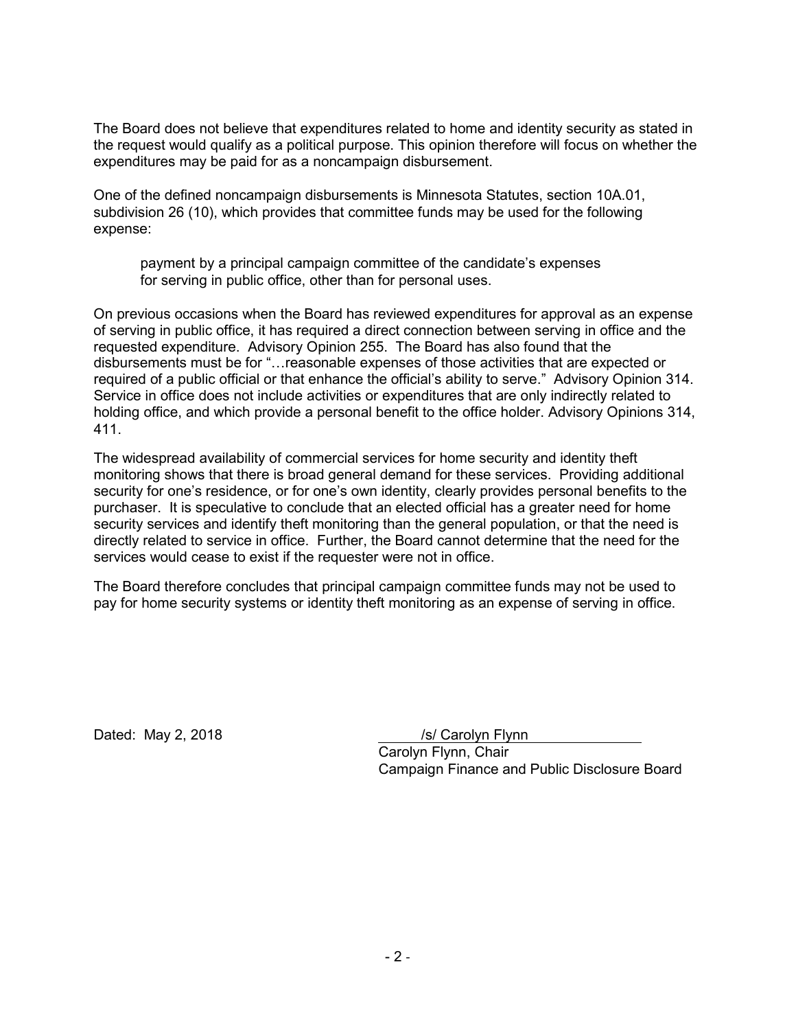The Board does not believe that expenditures related to home and identity security as stated in the request would qualify as a political purpose. This opinion therefore will focus on whether the expenditures may be paid for as a noncampaign disbursement.

One of the defined noncampaign disbursements is Minnesota Statutes, section 10A.01, subdivision 26 (10), which provides that committee funds may be used for the following expense:

> payment by a principal campaign committee of the candidate's expenses for serving in public office, other than for personal uses.

On previous occasions when the Board has reviewed expenditures for approval as an expense of serving in public office, it has required a direct connection between serving in office and the requested expenditure. Advisory Opinion 255. The Board has also found that the disbursements must be for "…reasonable expenses of those activities that are expected or required of a public official or that enhance the official's ability to serve." Advisory Opinion 314. Service in office does not include activities or expenditures that are only indirectly related to holding office, and which provide a personal benefit to the office holder. Advisory Opinions 314, 411.

The widespread availability of commercial services for home security and identity theft monitoring shows that there is broad general demand for these services. Providing additional security for one's residence, or for one's own identity, clearly provides personal benefits to the purchaser. It is speculative to conclude that an elected official has a greater need for home security services and identify theft monitoring than the general population, or that the need is directly related to service in office. Further, the Board cannot determine that the need for the services would cease to exist if the requester were not in office.

The Board therefore concludes that principal campaign committee funds may not be used to pay for home security systems or identity theft monitoring as an expense of serving in office.

Dated: May 2, 2018

/s/ Carolyn Flynn
Carolyn Flynn, Chair
Campaign Finance and Public Disclosure Board